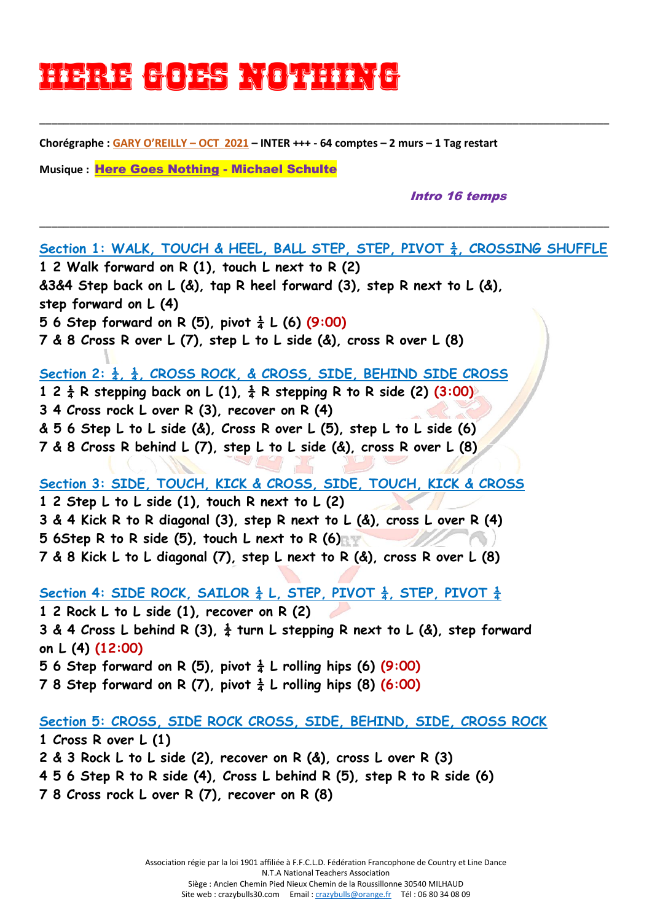# HERE GOES NOTHING

---

**Chorégraphe : GARY O'REILLY – OCT 2021 – INTER +++ - 64 comptes – 2 murs – 1 Tag restart**

**Musique : Here Goes Nothing - Michael Schulte**

*Intro 16 temps*

---

**Section 1: WALK, TOUCH & HEEL, BALL STEP, STEP, PIVOT ¼, CROSSING SHUFFLE**

1 2 Walk forward on R (1), touch L next to R (2)
&3&4 Step back on L (&), tap R heel forward (3), step R next to L (&), step forward on L (4)
5 6 Step forward on R (5), pivot ¼ L (6) (9:00)
7 & 8 Cross R over L (7), step L to L side (&), cross R over L (8)

**Section 2: ¼, ¼, CROSS ROCK, & CROSS, SIDE, BEHIND SIDE CROSS**

1 2 ¼ R stepping back on L (1), ¼ R stepping R to R side (2) (3:00)
3 4 Cross rock L over R (3), recover on R (4)
& 5 6 Step L to L side (&), Cross R over L (5), step L to L side (6)
7 & 8 Cross R behind L (7), step L to L side (&), cross R over L (8)

**Section 3: SIDE, TOUCH, KICK & CROSS, SIDE, TOUCH, KICK & CROSS**

1 2 Step L to L side (1), touch R next to L (2)
3 & 4 Kick R to R diagonal (3), step R next to L (&), cross L over R (4)
5 6Step R to R side (5), touch L next to R (6)
7 & 8 Kick L to L diagonal (7), step L next to R (&), cross R over L (8)

**Section 4: SIDE ROCK, SAILOR ¼ L, STEP, PIVOT ¼, STEP, PIVOT ¼**

1 2 Rock L to L side (1), recover on R (2)
3 & 4 Cross L behind R (3), ¼ turn L stepping R next to L (&), step forward on L (4) (12:00)
5 6 Step forward on R (5), pivot ¼ L rolling hips (6) (9:00)
7 8 Step forward on R (7), pivot ¼ L rolling hips (8) (6:00)

**Section 5: CROSS, SIDE ROCK CROSS, SIDE, BEHIND, SIDE, CROSS ROCK**

1 Cross R over L (1)
2 & 3 Rock L to L side (2), recover on R (&), cross L over R (3)
4 5 6 Step R to R side (4), Cross L behind R (5), step R to R side (6)
7 8 Cross rock L over R (7), recover on R (8)

Association régie par la loi 1901 affiliée à F.F.C.L.D. Fédération Francophone de Country et Line Dance
N.T.A National Teachers Association
Siège : Ancien Chemin Pied Nieux Chemin de la Roussillonne 30540 MILHAUD
Site web : crazybulls30.com Email : crazybulls@orange.fr Tél : 06 80 34 08 09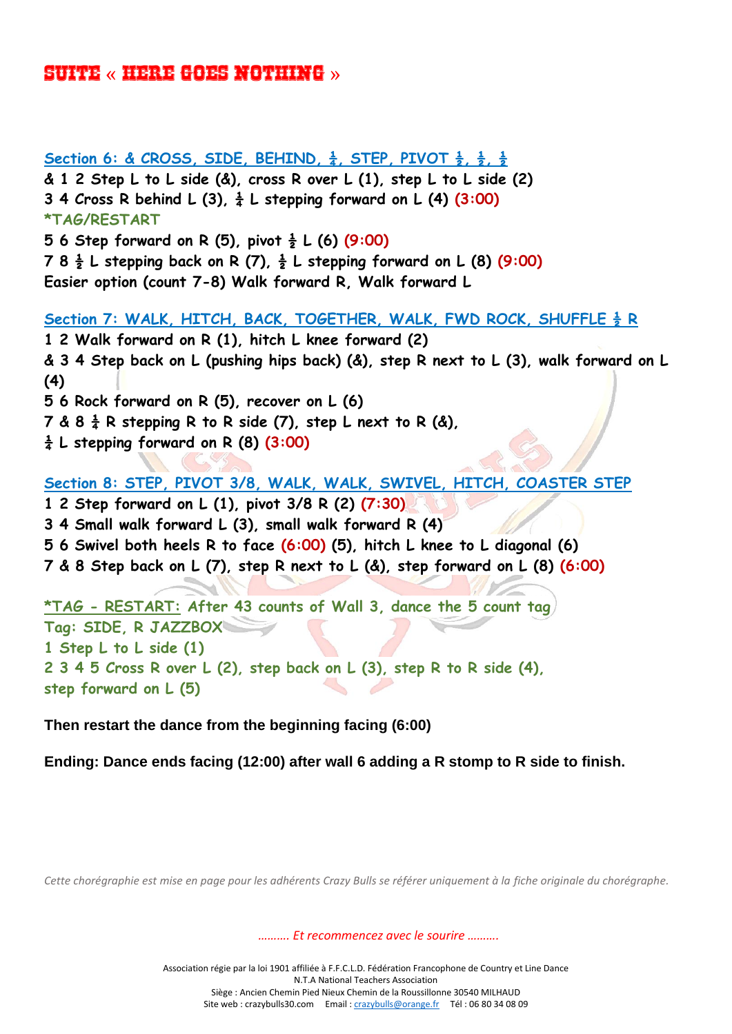# SUITE « HERE GOES NOTHING »

**Section 6: & CROSS, SIDE, BEHIND, ¼, STEP, PIVOT ½, ½, ½**

**& 1 2 Step L to L side (&), cross R over L (1), step L to L side (2)**
**3 4 Cross R behind L (3), ¼ L stepping forward on L (4) (3:00)**
**\*TAG/RESTART**
**5 6 Step forward on R (5), pivot ½ L (6) (9:00)**
**7 8 ½ L stepping back on R (7), ½ L stepping forward on L (8) (9:00)**
**Easier option (count 7-8) Walk forward R, Walk forward L**

**Section 7: WALK, HITCH, BACK, TOGETHER, WALK, FWD ROCK, SHUFFLE ½ R**

**1 2 Walk forward on R (1), hitch L knee forward (2)**
**& 3 4 Step back on L (pushing hips back) (&), step R next to L (3), walk forward on L (4)**
**5 6 Rock forward on R (5), recover on L (6)**
**7 & 8 ¼ R stepping R to R side (7), step L next to R (&),**
**¼ L stepping forward on R (8) (3:00)**

**Section 8: STEP, PIVOT 3/8, WALK, WALK, SWIVEL, HITCH, COASTER STEP**

**1 2 Step forward on L (1), pivot 3/8 R (2) (7:30)**
**3 4 Small walk forward L (3), small walk forward R (4)**
**5 6 Swivel both heels R to face (6:00) (5), hitch L knee to L diagonal (6)**
**7 & 8 Step back on L (7), step R next to L (&), step forward on L (8) (6:00)**

**\*TAG - RESTART: After 43 counts of Wall 3, dance the 5 count tag**
**Tag: SIDE, R JAZZBOX**
**1 Step L to L side (1)**
**2 3 4 5 Cross R over L (2), step back on L (3), step R to R side (4),**
**step forward on L (5)**

**Then restart the dance from the beginning facing (6:00)**

**Ending: Dance ends facing (12:00) after wall 6 adding a R stomp to R side to finish.**

*Cette chorégraphie est mise en page pour les adhérents Crazy Bulls se référer uniquement à la fiche originale du chorégraphe.*

*………. Et recommencez avec le sourire ……….*

Association régie par la loi 1901 affiliée à F.F.C.L.D. Fédération Francophone de Country et Line Dance
N.T.A National Teachers Association
Siège : Ancien Chemin Pied Nieux Chemin de la Roussillonne 30540 MILHAUD
Site web : crazybulls30.com Email : crazybulls@orange.fr Tél : 06 80 34 08 09